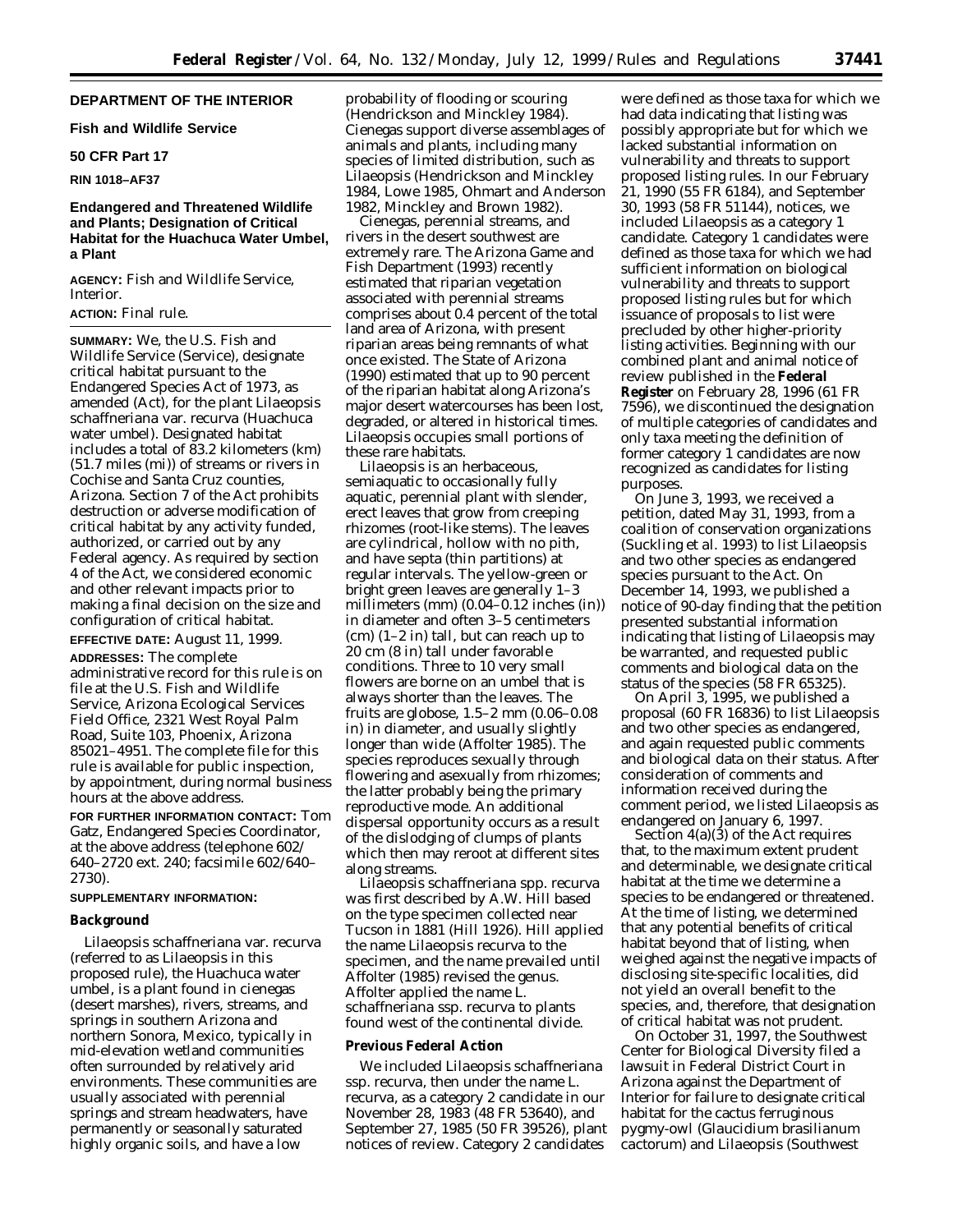## DEPARTMENT OF THE INTERIOR

### Fish and Wildlife Service

### 50 CFR Part 17

### RIN 1018–AF37

### Endangered and Threatened Wildlife and Plants; Designation of Critical Habitat for the Huachuca Water Umbel, a Plant

**AGENCY:** Fish and Wildlife Service, Interior.

**ACTION:** Final rule.

**SUMMARY:** We, the U.S. Fish and Wildlife Service (Service), designate critical habitat pursuant to the Endangered Species Act of 1973, as amended (Act), for the plant *Lilaeopsis schaffneriana* var. *recurva* (Huachuca water umbel). Designated habitat includes a total of 83.2 kilometers (km) (51.7 miles (mi)) of streams or rivers in Cochise and Santa Cruz counties, Arizona. Section 7 of the Act prohibits destruction or adverse modification of critical habitat by any activity funded, authorized, or carried out by any Federal agency. As required by section 4 of the Act, we considered economic and other relevant impacts prior to making a final decision on the size and configuration of critical habitat.

**EFFECTIVE DATE:** August 11, 1999.

**ADDRESSES:** The complete administrative record for this rule is on file at the U.S. Fish and Wildlife Service, Arizona Ecological Services Field Office, 2321 West Royal Palm Road, Suite 103, Phoenix, Arizona 85021–4951. The complete file for this rule is available for public inspection, by appointment, during normal business hours at the above address.

**FOR FURTHER INFORMATION CONTACT:** Tom Gatz, Endangered Species Coordinator, at the above address (telephone 602/640–2720 ext. 240; facsimile 602/640–2730).

**SUPPLEMENTARY INFORMATION:**

### Background

*Lilaeopsis schaffneriana* var. *recurva* (referred to as Lilaeopsis in this proposed rule), the Huachuca water umbel, is a plant found in cienegas (desert marshes), rivers, streams, and springs in southern Arizona and northern Sonora, Mexico, typically in mid-elevation wetland communities often surrounded by relatively arid environments. These communities are usually associated with perennial springs and stream headwaters, have permanently or seasonally saturated highly organic soils, and have a low probability of flooding or scouring (Hendrickson and Minckley 1984). Cienegas support diverse assemblages of animals and plants, including many species of limited distribution, such as Lilaeopsis (Hendrickson and Minckley 1984, Lowe 1985, Ohmart and Anderson 1982, Minckley and Brown 1982).

Cienegas, perennial streams, and rivers in the desert southwest are extremely rare. The Arizona Game and Fish Department (1993) recently estimated that riparian vegetation associated with perennial streams comprises about 0.4 percent of the total land area of Arizona, with present riparian areas being remnants of what once existed. The State of Arizona (1990) estimated that up to 90 percent of the riparian habitat along Arizona's major desert watercourses has been lost, degraded, or altered in historical times. Lilaeopsis occupies small portions of these rare habitats.

Lilaeopsis is an herbaceous, semiaquatic to occasionally fully aquatic, perennial plant with slender, erect leaves that grow from creeping rhizomes (root-like stems). The leaves are cylindrical, hollow with no pith, and have septa (thin partitions) at regular intervals. The yellow-green or bright green leaves are generally 1–3 millimeters (mm) (0.04–0.12 inches (in)) in diameter and often 3–5 centimeters (cm) (1–2 in) tall, but can reach up to 20 cm (8 in) tall under favorable conditions. Three to 10 very small flowers are borne on an umbel that is always shorter than the leaves. The fruits are globose, 1.5–2 mm (0.06–0.08 in) in diameter, and usually slightly longer than wide (Affolter 1985). The species reproduces sexually through flowering and asexually from rhizomes; the latter probably being the primary reproductive mode. An additional dispersal opportunity occurs as a result of the dislodging of clumps of plants which then may reroot at different sites along streams.

*Lilaeopsis schaffneriana* spp. *recurva* was first described by A.W. Hill based on the type specimen collected near Tucson in 1881 (Hill 1926). Hill applied the name *Lilaeopsis recurva* to the specimen, and the name prevailed until Affolter (1985) revised the genus. Affolter applied the name *L. schaffneriana* ssp. *recurva* to plants found west of the continental divide.

### Previous Federal Action

We included *Lilaeopsis schaffneriana* ssp. *recurva*, then under the name *L. recurva*, as a category 2 candidate in our November 28, 1983 (48 FR 53640), and September 27, 1985 (50 FR 39526), plant notices of review. Category 2 candidates were defined as those taxa for which we had data indicating that listing was possibly appropriate but for which we lacked substantial information on vulnerability and threats to support proposed listing rules. In our February 21, 1990 (55 FR 6184), and September 30, 1993 (58 FR 51144), notices, we included Lilaeopsis as a category 1 candidate. Category 1 candidates were defined as those taxa for which we had sufficient information on biological vulnerability and threats to support proposed listing rules but for which issuance of proposals to list were precluded by other higher-priority listing activities. Beginning with our combined plant and animal notice of review published in the **Federal Register** on February 28, 1996 (61 FR 7596), we discontinued the designation of multiple categories of candidates and only taxa meeting the definition of former category 1 candidates are now recognized as candidates for listing purposes.

On June 3, 1993, we received a petition, dated May 31, 1993, from a coalition of conservation organizations (Suckling et al. 1993) to list Lilaeopsis and two other species as endangered species pursuant to the Act. On December 14, 1993, we published a notice of 90-day finding that the petition presented substantial information indicating that listing of Lilaeopsis may be warranted, and requested public comments and biological data on the status of the species (58 FR 65325).

On April 3, 1995, we published a proposal (60 FR 16836) to list Lilaeopsis and two other species as endangered, and again requested public comments and biological data on their status. After consideration of comments and information received during the comment period, we listed Lilaeopsis as endangered on January 6, 1997.

Section 4(a)(3) of the Act requires that, to the maximum extent prudent and determinable, we designate critical habitat at the time we determine a species to be endangered or threatened. At the time of listing, we determined that any potential benefits of critical habitat beyond that of listing, when weighed against the negative impacts of disclosing site-specific localities, did not yield an overall benefit to the species, and, therefore, that designation of critical habitat was not prudent.

On October 31, 1997, the Southwest Center for Biological Diversity filed a lawsuit in Federal District Court in Arizona against the Department of Interior for failure to designate critical habitat for the cactus ferruginous pygmy-owl (*Glaucidium brasilianum cactorum*) and Lilaeopsis (Southwest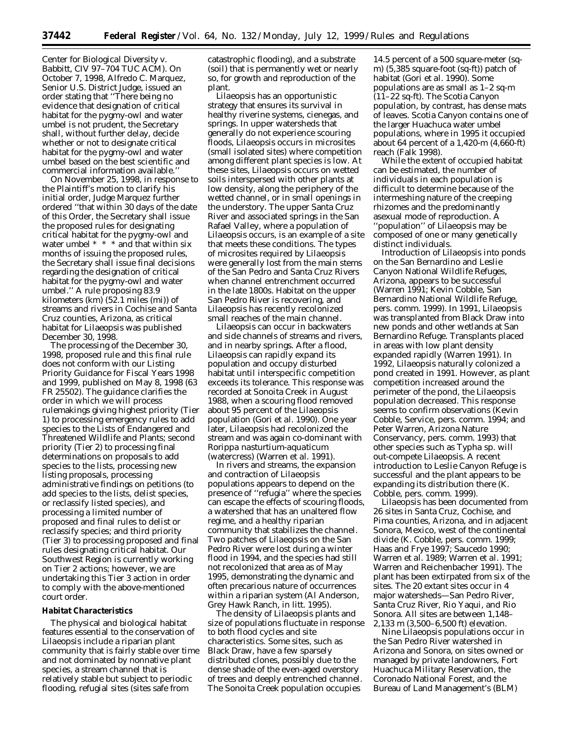Center for Biological Diversity v. Babbitt, CIV 97–704 TUC ACM). On October 7, 1998, Alfredo C. Marquez, Senior U.S. District Judge, issued an order stating that ''There being no evidence that designation of critical habitat for the pygmy-owl and water umbel is not prudent, the Secretary shall, without further delay, decide whether or not to designate critical habitat for the pygmy-owl and water umbel based on the best scientific and commercial information available.''

On November 25, 1998, in response to the Plaintiff's motion to clarify his initial order, Judge Marquez further ordered ''that within 30 days of the date of this Order, the Secretary shall issue the proposed rules for designating critical habitat for the pygmy-owl and water umbel * * * and that within six months of issuing the proposed rules, the Secretary shall issue final decisions regarding the designation of critical habitat for the pygmy-owl and water umbel.'' A rule proposing 83.9 kilometers (km) (52.1 miles (mi)) of streams and rivers in Cochise and Santa Cruz counties, Arizona, as critical habitat for *Lilaeopsis* was published December 30, 1998.

The processing of the December 30, 1998, proposed rule and this final rule does not conform with our Listing Priority Guidance for Fiscal Years 1998 and 1999, published on May 8, 1998 (63 FR 25502). The guidance clarifies the order in which we will process rulemakings giving highest priority (Tier 1) to processing emergency rules to add species to the Lists of Endangered and Threatened Wildlife and Plants; second priority (Tier 2) to processing final determinations on proposals to add species to the lists, processing new listing proposals, processing administrative findings on petitions (to add species to the lists, delist species, or reclassify listed species), and processing a limited number of proposed and final rules to delist or reclassify species; and third priority (Tier 3) to processing proposed and final rules designating critical habitat. Our Southwest Region is currently working on Tier 2 actions; however, we are undertaking this Tier 3 action in order to comply with the above-mentioned court order.

**Habitat Characteristics**

The physical and biological habitat features essential to the conservation of *Lilaeopsis* include a riparian plant community that is fairly stable over time and not dominated by nonnative plant species, a stream channel that is relatively stable but subject to periodic flooding, refugial sites (sites safe from catastrophic flooding), and a substrate (soil) that is permanently wet or nearly so, for growth and reproduction of the plant.

*Lilaeopsis* has an opportunistic strategy that ensures its survival in healthy riverine systems, cienegas, and springs. In upper watersheds that generally do not experience scouring floods, *Lilaeopsis* occurs in microsites (small isolated sites) where competition among different plant species is low. At these sites, *Lilaeopsis* occurs on wetted soils interspersed with other plants at low density, along the periphery of the wetted channel, or in small openings in the understory. The upper Santa Cruz River and associated springs in the San Rafael Valley, where a population of *Lilaeopsis* occurs, is an example of a site that meets these conditions. The types of microsites required by *Lilaeopsis* were generally lost from the main stems of the San Pedro and Santa Cruz Rivers when channel entrenchment occurred in the late 1800s. Habitat on the upper San Pedro River is recovering, and *Lilaeopsis* has recently recolonized small reaches of the main channel.

*Lilaeopsis* can occur in backwaters and side channels of streams and rivers, and in nearby springs. After a flood, *Lilaeopsis* can rapidly expand its population and occupy disturbed habitat until interspecific competition exceeds its tolerance. This response was recorded at Sonoita Creek in August 1988, when a scouring flood removed about 95 percent of the *Lilaeopsis* population (Gori *et al.* 1990). One year later, *Lilaeopsis* had recolonized the stream and was again co-dominant with *Rorippa nasturtium-aquaticum* (watercress) (Warren *et al.* 1991).

In rivers and streams, the expansion and contraction of *Lilaeopsis* populations appears to depend on the presence of ''refugia'' where the species can escape the effects of scouring floods, a watershed that has an unaltered flow regime, and a healthy riparian community that stabilizes the channel. Two patches of *Lilaeopsis* on the San Pedro River were lost during a winter flood in 1994, and the species had still not recolonized that area as of May 1995, demonstrating the dynamic and often precarious nature of occurrences within a riparian system (Al Anderson, Grey Hawk Ranch, *in litt.* 1995).

The density of *Lilaeopsis* plants and size of populations fluctuate in response to both flood cycles and site characteristics. Some sites, such as Black Draw, have a few sparsely distributed clones, possibly due to the dense shade of the even-aged overstory of trees and deeply entrenched channel. The Sonoita Creek population occupies 14.5 percent of a 500 square-meter (sq-m) (5,385 square-foot (sq-ft)) patch of habitat (Gori *et al.* 1990). Some populations are as small as 1–2 sq-m (11–22 sq-ft). The Scotia Canyon population, by contrast, has dense mats of leaves. Scotia Canyon contains one of the larger Huachuca water umbel populations, where in 1995 it occupied about 64 percent of a 1,420-m (4,660-ft) reach (Falk 1998).

While the extent of occupied habitat can be estimated, the number of individuals in each population is difficult to determine because of the intermeshing nature of the creeping rhizomes and the predominantly asexual mode of reproduction. A ''population'' of *Lilaeopsis* may be composed of one or many genetically distinct individuals.

Introduction of *Lilaeopsis* into ponds on the San Bernardino and Leslie Canyon National Wildlife Refuges, Arizona, appears to be successful (Warren 1991; Kevin Cobble, San Bernardino National Wildlife Refuge, pers. comm. 1999). In 1991, *Lilaeopsis* was transplanted from Black Draw into new ponds and other wetlands at San Bernardino Refuge. Transplants placed in areas with low plant density expanded rapidly (Warren 1991). In 1992, *Lilaeopsis* naturally colonized a pond created in 1991. However, as plant competition increased around the perimeter of the pond, the *Lilaeopsis* population decreased. This response seems to confirm observations (Kevin Cobble, Service, pers. comm. 1994; and Peter Warren, Arizona Nature Conservancy, pers. comm. 1993) that other species such as *Typha* sp. will out-compete *Lilaeopsis*. A recent introduction to Leslie Canyon Refuge is successful and the plant appears to be expanding its distribution there (K. Cobble, pers. comm. 1999).

*Lilaeopsis* has been documented from 26 sites in Santa Cruz, Cochise, and Pima counties, Arizona, and in adjacent Sonora, Mexico, west of the continental divide (K. Cobble, pers. comm. 1999; Haas and Frye 1997; Saucedo 1990; Warren *et al.* 1989; Warren *et al.* 1991; Warren and Reichenbacher 1991). The plant has been extirpated from six of the sites. The 20 extant sites occur in 4 major watersheds—San Pedro River, Santa Cruz River, Rio Yaqui, and Rio Sonora. All sites are between 1,148–2,133 m (3,500–6,500 ft) elevation.

Nine *Lilaeopsis* populations occur in the San Pedro River watershed in Arizona and Sonora, on sites owned or managed by private landowners, Fort Huachuca Military Reservation, the Coronado National Forest, and the Bureau of Land Management's (BLM)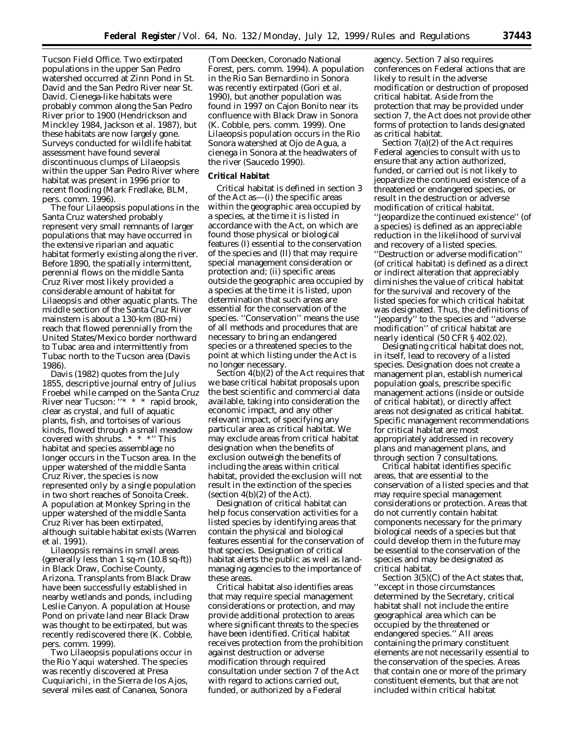Tucson Field Office. Two extirpated populations in the upper San Pedro watershed occurred at Zinn Pond in St. David and the San Pedro River near St. David. Cienega-like habitats were probably common along the San Pedro River prior to 1900 (Hendrickson and Minckley 1984, Jackson et al. 1987), but these habitats are now largely gone. Surveys conducted for wildlife habitat assessment have found several discontinuous clumps of *Lilaeopsis* within the upper San Pedro River where habitat was present in 1996 prior to recent flooding (Mark Fredlake, BLM, pers. comm. 1996).

The four *Lilaeopsis* populations in the Santa Cruz watershed probably represent very small remnants of larger populations that may have occurred in the extensive riparian and aquatic habitat formerly existing along the river. Before 1890, the spatially intermittent, perennial flows on the middle Santa Cruz River most likely provided a considerable amount of habitat for *Lilaeopsis* and other aquatic plants. The middle section of the Santa Cruz River mainstem is about a 130-km (80-mi) reach that flowed perennially from the United States/Mexico border northward to Tubac area and intermittently from Tubac north to the Tucson area (Davis 1986).

Davis (1982) quotes from the July 1855, descriptive journal entry of Julius Froebel while camped on the Santa Cruz River near Tucson: ''* * * rapid brook, clear as crystal, and full of aquatic plants, fish, and tortoises of various kinds, flowed through a small meadow covered with shrubs. * * *'' This habitat and species assemblage no longer occurs in the Tucson area. In the upper watershed of the middle Santa Cruz River, the species is now represented only by a single population in two short reaches of Sonoita Creek. A population at Monkey Spring in the upper watershed of the middle Santa Cruz River has been extirpated, although suitable habitat exists (Warren et al. 1991).

*Lilaeopsis* remains in small areas (generally less than 1 sq-m (10.8 sq-ft)) in Black Draw, Cochise County, Arizona. Transplants from Black Draw have been successfully established in nearby wetlands and ponds, including Leslie Canyon. A population at House Pond on private land near Black Draw was thought to be extirpated, but was recently rediscovered there (K. Cobble, pers. comm. 1999).

Two *Lilaeopsis* populations occur in the Rio Yaqui watershed. The species was recently discovered at Presa Cuquiarichi, in the Sierra de los Ajos, several miles east of Cananea, Sonora (Tom Deecken, Coronado National Forest, pers. comm. 1994). A population in the Rio San Bernardino in Sonora was recently extirpated (Gori et al. 1990), but another population was found in 1997 on Cajon Bonito near its confluence with Black Draw in Sonora (K. Cobble, pers. comm. 1999). One *Lilaeopsis* population occurs in the Rio Sonora watershed at Ojo de Agua, a cienega in Sonora at the headwaters of the river (Saucedo 1990).

## Critical Habitat

Critical habitat is defined in section 3 of the Act as—(i) the specific areas within the geographic area occupied by a species, at the time it is listed in accordance with the Act, on which are found those physical or biological features (I) essential to the conservation of the species and (II) that may require special management consideration or protection and; (ii) specific areas outside the geographic area occupied by a species at the time it is listed, upon determination that such areas are essential for the conservation of the species. ''Conservation'' means the use of all methods and procedures that are necessary to bring an endangered species or a threatened species to the point at which listing under the Act is no longer necessary.

Section 4(b)(2) of the Act requires that we base critical habitat proposals upon the best scientific and commercial data available, taking into consideration the economic impact, and any other relevant impact, of specifying any particular area as critical habitat. We may exclude areas from critical habitat designation when the benefits of exclusion outweigh the benefits of including the areas within critical habitat, provided the exclusion will not result in the extinction of the species (section 4(b)(2) of the Act).

Designation of critical habitat can help focus conservation activities for a listed species by identifying areas that contain the physical and biological features essential for the conservation of that species. Designation of critical habitat alerts the public as well as land-managing agencies to the importance of these areas.

Critical habitat also identifies areas that may require special management considerations or protection, and may provide additional protection to areas where significant threats to the species have been identified. Critical habitat receives protection from the prohibition against destruction or adverse modification through required consultation under section 7 of the Act with regard to actions carried out, funded, or authorized by a Federal agency. Section 7 also requires conferences on Federal actions that are likely to result in the adverse modification or destruction of proposed critical habitat. Aside from the protection that may be provided under section 7, the Act does not provide other forms of protection to lands designated as critical habitat.

Section 7(a)(2) of the Act requires Federal agencies to consult with us to ensure that any action authorized, funded, or carried out is not likely to jeopardize the continued existence of a threatened or endangered species, or result in the destruction or adverse modification of critical habitat. ''Jeopardize the continued existence'' (of a species) is defined as an appreciable reduction in the likelihood of survival and recovery of a listed species. ''Destruction or adverse modification'' (of critical habitat) is defined as a direct or indirect alteration that appreciably diminishes the value of critical habitat for the survival and recovery of the listed species for which critical habitat was designated. Thus, the definitions of ''jeopardy'' to the species and ''adverse modification'' of critical habitat are nearly identical (50 CFR § 402.02).

Designating critical habitat does not, in itself, lead to recovery of a listed species. Designation does not create a management plan, establish numerical population goals, prescribe specific management actions (inside or outside of critical habitat), or directly affect areas not designated as critical habitat. Specific management recommendations for critical habitat are most appropriately addressed in recovery plans and management plans, and through section 7 consultations.

Critical habitat identifies specific areas, that are essential to the conservation of a listed species and that may require special management considerations or protection. Areas that do not currently contain habitat components necessary for the primary biological needs of a species but that could develop them in the future may be essential to the conservation of the species and may be designated as critical habitat.

Section 3(5)(C) of the Act states that, ''except in those circumstances determined by the Secretary, critical habitat shall not include the entire geographical area which can be occupied by the threatened or endangered species.'' All areas containing the primary constituent elements are not necessarily essential to the conservation of the species. Areas that contain one or more of the primary constituent elements, but that are not included within critical habitat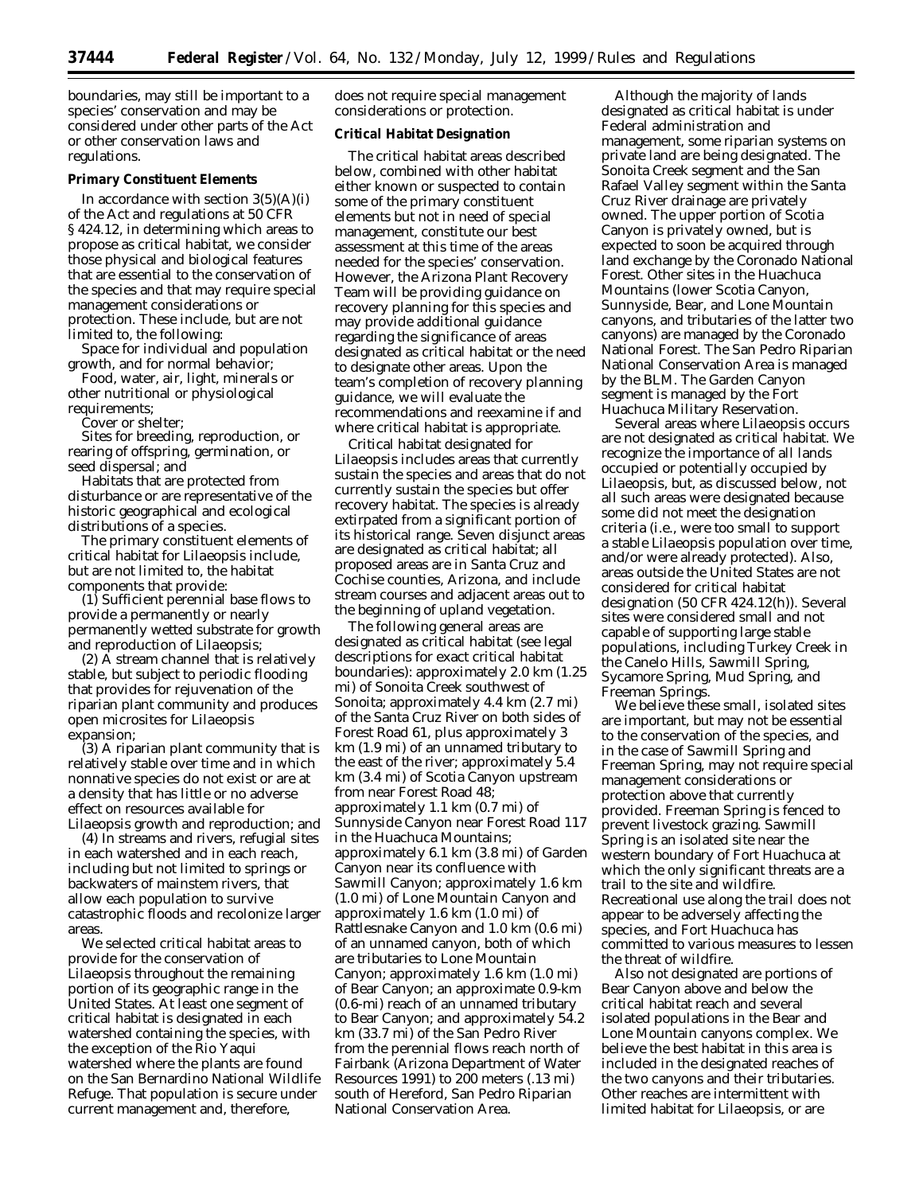boundaries, may still be important to a species' conservation and may be considered under other parts of the Act or other conservation laws and regulations.

**Primary Constituent Elements**

In accordance with section 3(5)(A)(i) of the Act and regulations at 50 CFR § 424.12, in determining which areas to propose as critical habitat, we consider those physical and biological features that are essential to the conservation of the species and that may require special management considerations or protection. These include, but are not limited to, the following:

Space for individual and population growth, and for normal behavior;

Food, water, air, light, minerals or other nutritional or physiological requirements;

Cover or shelter;

Sites for breeding, reproduction, or rearing of offspring, germination, or seed dispersal; and

Habitats that are protected from disturbance or are representative of the historic geographical and ecological distributions of a species.

The primary constituent elements of critical habitat for Lilaeopsis include, but are not limited to, the habitat components that provide:

(1) Sufficient perennial base flows to provide a permanently or nearly permanently wetted substrate for growth and reproduction of Lilaeopsis;

(2) A stream channel that is relatively stable, but subject to periodic flooding that provides for rejuvenation of the riparian plant community and produces open microsites for Lilaeopsis expansion;

(3) A riparian plant community that is relatively stable over time and in which nonnative species do not exist or are at a density that has little or no adverse effect on resources available for Lilaeopsis growth and reproduction; and

(4) In streams and rivers, refugial sites in each watershed and in each reach, including but not limited to springs or backwaters of mainstem rivers, that allow each population to survive catastrophic floods and recolonize larger areas.

We selected critical habitat areas to provide for the conservation of Lilaeopsis throughout the remaining portion of its geographic range in the United States. At least one segment of critical habitat is designated in each watershed containing the species, with the exception of the Rio Yaqui watershed where the plants are found on the San Bernardino National Wildlife Refuge. That population is secure under current management and, therefore, does not require special management considerations or protection.

**Critical Habitat Designation**

The critical habitat areas described below, combined with other habitat either known or suspected to contain some of the primary constituent elements but not in need of special management, constitute our best assessment at this time of the areas needed for the species' conservation. However, the Arizona Plant Recovery Team will be providing guidance on recovery planning for this species and may provide additional guidance regarding the significance of areas designated as critical habitat or the need to designate other areas. Upon the team's completion of recovery planning guidance, we will evaluate the recommendations and reexamine if and where critical habitat is appropriate.

Critical habitat designated for Lilaeopsis includes areas that currently sustain the species and areas that do not currently sustain the species but offer recovery habitat. The species is already extirpated from a significant portion of its historical range. Seven disjunct areas are designated as critical habitat; all proposed areas are in Santa Cruz and Cochise counties, Arizona, and include stream courses and adjacent areas out to the beginning of upland vegetation.

The following general areas are designated as critical habitat (see legal descriptions for exact critical habitat boundaries): approximately 2.0 km (1.25 mi) of Sonoita Creek southwest of Sonoita; approximately 4.4 km (2.7 mi) of the Santa Cruz River on both sides of Forest Road 61, plus approximately 3 km (1.9 mi) of an unnamed tributary to the east of the river; approximately 5.4 km (3.4 mi) of Scotia Canyon upstream from near Forest Road 48; approximately 1.1 km (0.7 mi) of Sunnyside Canyon near Forest Road 117 in the Huachuca Mountains; approximately 6.1 km (3.8 mi) of Garden Canyon near its confluence with Sawmill Canyon; approximately 1.6 km (1.0 mi) of Lone Mountain Canyon and approximately 1.6 km (1.0 mi) of Rattlesnake Canyon and 1.0 km (0.6 mi) of an unnamed canyon, both of which are tributaries to Lone Mountain Canyon; approximately 1.6 km (1.0 mi) of Bear Canyon; an approximate 0.9-km (0.6-mi) reach of an unnamed tributary to Bear Canyon; and approximately 54.2 km (33.7 mi) of the San Pedro River from the perennial flows reach north of Fairbank (Arizona Department of Water Resources 1991) to 200 meters (.13 mi) south of Hereford, San Pedro Riparian National Conservation Area.

Although the majority of lands designated as critical habitat is under Federal administration and management, some riparian systems on private land are being designated. The Sonoita Creek segment and the San Rafael Valley segment within the Santa Cruz River drainage are privately owned. The upper portion of Scotia Canyon is privately owned, but is expected to soon be acquired through land exchange by the Coronado National Forest. Other sites in the Huachuca Mountains (lower Scotia Canyon, Sunnyside, Bear, and Lone Mountain canyons, and tributaries of the latter two canyons) are managed by the Coronado National Forest. The San Pedro Riparian National Conservation Area is managed by the BLM. The Garden Canyon segment is managed by the Fort Huachuca Military Reservation.

Several areas where Lilaeopsis occurs are not designated as critical habitat. We recognize the importance of all lands occupied or potentially occupied by Lilaeopsis, but, as discussed below, not all such areas were designated because some did not meet the designation criteria (i.e., were too small to support a stable Lilaeopsis population over time, and/or were already protected). Also, areas outside the United States are not considered for critical habitat designation (50 CFR 424.12(h)). Several sites were considered small and not capable of supporting large stable populations, including Turkey Creek in the Canelo Hills, Sawmill Spring, Sycamore Spring, Mud Spring, and Freeman Springs.

We believe these small, isolated sites are important, but may not be essential to the conservation of the species, and in the case of Sawmill Spring and Freeman Spring, may not require special management considerations or protection above that currently provided. Freeman Spring is fenced to prevent livestock grazing. Sawmill Spring is an isolated site near the western boundary of Fort Huachuca at which the only significant threats are a trail to the site and wildfire. Recreational use along the trail does not appear to be adversely affecting the species, and Fort Huachuca has committed to various measures to lessen the threat of wildfire.

Also not designated are portions of Bear Canyon above and below the critical habitat reach and several isolated populations in the Bear and Lone Mountain canyons complex. We believe the best habitat in this area is included in the designated reaches of the two canyons and their tributaries. Other reaches are intermittent with limited habitat for Lilaeopsis, or are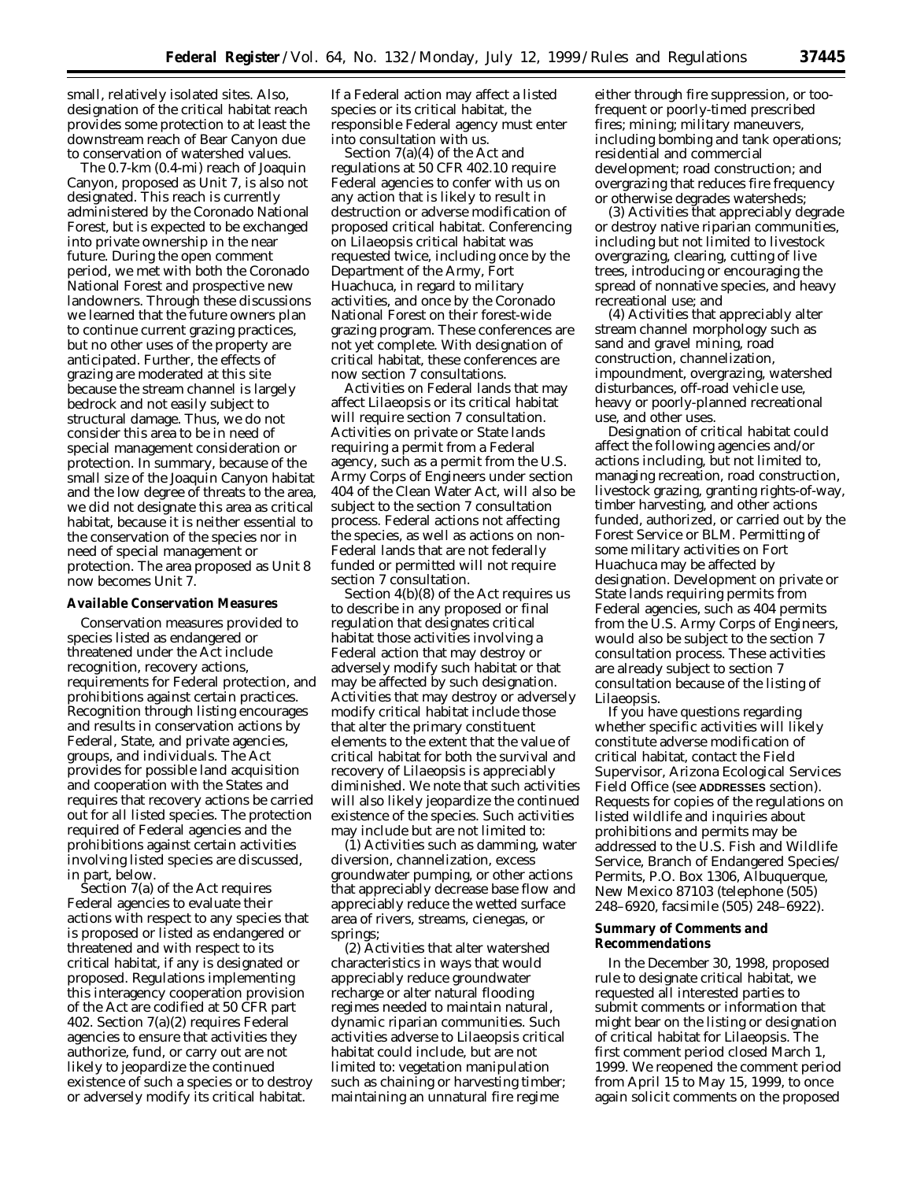small, relatively isolated sites. Also, designation of the critical habitat reach provides some protection to at least the downstream reach of Bear Canyon due to conservation of watershed values.

The 0.7-km (0.4-mi) reach of Joaquin Canyon, proposed as Unit 7, is also not designated. This reach is currently administered by the Coronado National Forest, but is expected to be exchanged into private ownership in the near future. During the open comment period, we met with both the Coronado National Forest and prospective new landowners. Through these discussions we learned that the future owners plan to continue current grazing practices, but no other uses of the property are anticipated. Further, the effects of grazing are moderated at this site because the stream channel is largely bedrock and not easily subject to structural damage. Thus, we do not consider this area to be in need of special management consideration or protection. In summary, because of the small size of the Joaquin Canyon habitat and the low degree of threats to the area, we did not designate this area as critical habitat, because it is neither essential to the conservation of the species nor in need of special management or protection. The area proposed as Unit 8 now becomes Unit 7.

**Available Conservation Measures**

Conservation measures provided to species listed as endangered or threatened under the Act include recognition, recovery actions, requirements for Federal protection, and prohibitions against certain practices. Recognition through listing encourages and results in conservation actions by Federal, State, and private agencies, groups, and individuals. The Act provides for possible land acquisition and cooperation with the States and requires that recovery actions be carried out for all listed species. The protection required of Federal agencies and the prohibitions against certain activities involving listed species are discussed, in part, below.

Section 7(a) of the Act requires Federal agencies to evaluate their actions with respect to any species that is proposed or listed as endangered or threatened and with respect to its critical habitat, if any is designated or proposed. Regulations implementing this interagency cooperation provision of the Act are codified at 50 CFR part 402. Section 7(a)(2) requires Federal agencies to ensure that activities they authorize, fund, or carry out are not likely to jeopardize the continued existence of such a species or to destroy or adversely modify its critical habitat. If a Federal action may affect a listed species or its critical habitat, the responsible Federal agency must enter into consultation with us.

Section 7(a)(4) of the Act and regulations at 50 CFR 402.10 require Federal agencies to confer with us on any action that is likely to result in destruction or adverse modification of proposed critical habitat. Conferencing on Lilaeopsis critical habitat was requested twice, including once by the Department of the Army, Fort Huachuca, in regard to military activities, and once by the Coronado National Forest on their forest-wide grazing program. These conferences are not yet complete. With designation of critical habitat, these conferences are now section 7 consultations.

Activities on Federal lands that may affect Lilaeopsis or its critical habitat will require section 7 consultation. Activities on private or State lands requiring a permit from a Federal agency, such as a permit from the U.S. Army Corps of Engineers under section 404 of the Clean Water Act, will also be subject to the section 7 consultation process. Federal actions not affecting the species, as well as actions on non-Federal lands that are not federally funded or permitted will not require section 7 consultation.

Section 4(b)(8) of the Act requires us to describe in any proposed or final regulation that designates critical habitat those activities involving a Federal action that may destroy or adversely modify such habitat or that may be affected by such designation. Activities that may destroy or adversely modify critical habitat include those that alter the primary constituent elements to the extent that the value of critical habitat for both the survival and recovery of Lilaeopsis is appreciably diminished. We note that such activities will also likely jeopardize the continued existence of the species. Such activities may include but are not limited to:

(1) Activities such as damming, water diversion, channelization, excess groundwater pumping, or other actions that appreciably decrease base flow and appreciably reduce the wetted surface area of rivers, streams, cienegas, or springs;

(2) Activities that alter watershed characteristics in ways that would appreciably reduce groundwater recharge or alter natural flooding regimes needed to maintain natural, dynamic riparian communities. Such activities adverse to Lilaeopsis critical habitat could include, but are not limited to: vegetation manipulation such as chaining or harvesting timber; maintaining an unnatural fire regime either through fire suppression, or too-frequent or poorly-timed prescribed fires; mining; military maneuvers, including bombing and tank operations; residential and commercial development; road construction; and overgrazing that reduces fire frequency or otherwise degrades watersheds;

(3) Activities that appreciably degrade or destroy native riparian communities, including but not limited to livestock overgrazing, clearing, cutting of live trees, introducing or encouraging the spread of nonnative species, and heavy recreational use; and

(4) Activities that appreciably alter stream channel morphology such as sand and gravel mining, road construction, channelization, impoundment, overgrazing, watershed disturbances, off-road vehicle use, heavy or poorly-planned recreational use, and other uses.

Designation of critical habitat could affect the following agencies and/or actions including, but not limited to, managing recreation, road construction, livestock grazing, granting rights-of-way, timber harvesting, and other actions funded, authorized, or carried out by the Forest Service or BLM. Permitting of some military activities on Fort Huachuca may be affected by designation. Development on private or State lands requiring permits from Federal agencies, such as 404 permits from the U.S. Army Corps of Engineers, would also be subject to the section 7 consultation process. These activities are already subject to section 7 consultation because of the listing of Lilaeopsis.

If you have questions regarding whether specific activities will likely constitute adverse modification of critical habitat, contact the Field Supervisor, Arizona Ecological Services Field Office (see **ADDRESSES** section). Requests for copies of the regulations on listed wildlife and inquiries about prohibitions and permits may be addressed to the U.S. Fish and Wildlife Service, Branch of Endangered Species/Permits, P.O. Box 1306, Albuquerque, New Mexico 87103 (telephone (505) 248–6920, facsimile (505) 248–6922).

**Summary of Comments and Recommendations**

In the December 30, 1998, proposed rule to designate critical habitat, we requested all interested parties to submit comments or information that might bear on the listing or designation of critical habitat for Lilaeopsis. The first comment period closed March 1, 1999. We reopened the comment period from April 15 to May 15, 1999, to once again solicit comments on the proposed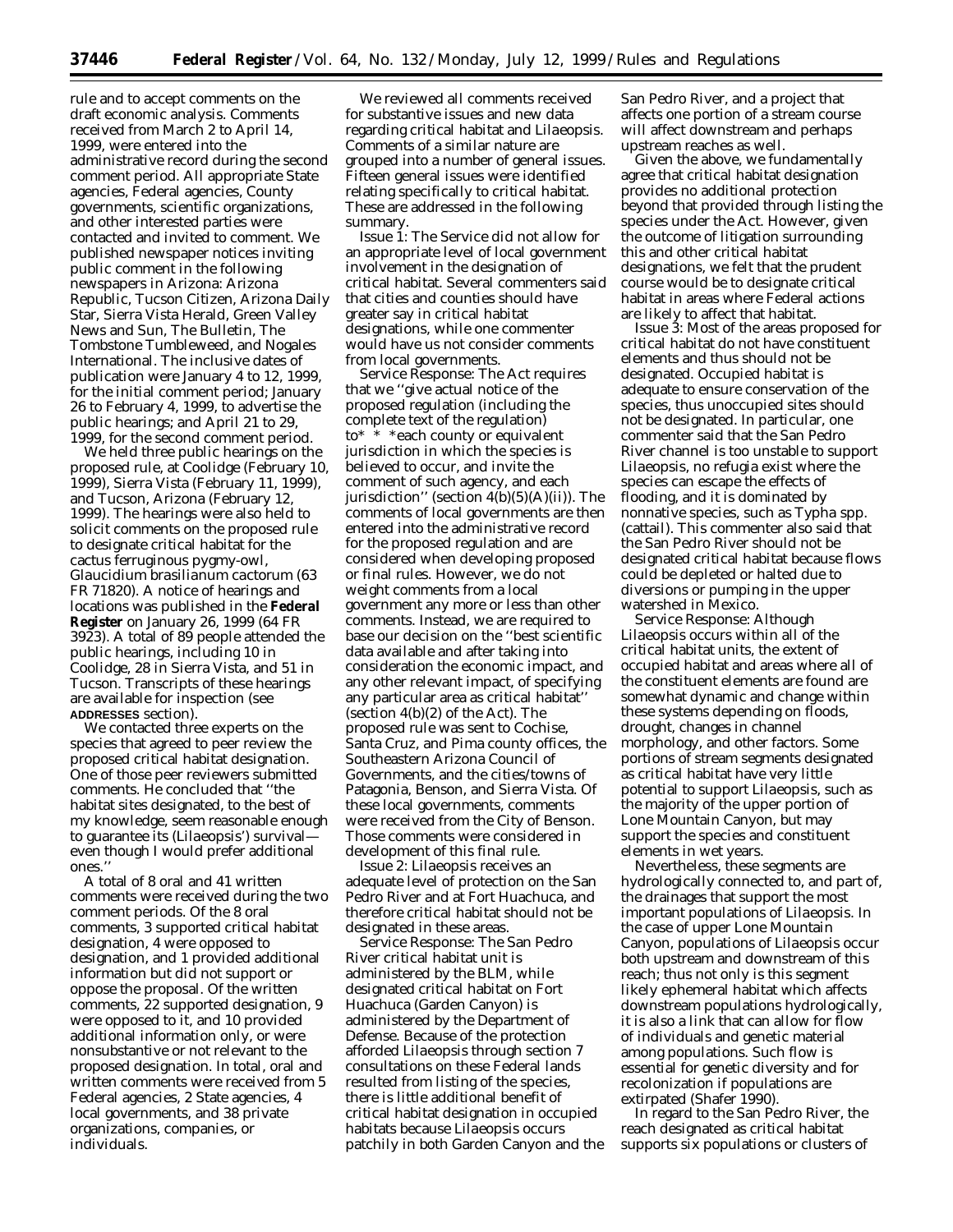rule and to accept comments on the draft economic analysis. Comments received from March 2 to April 14, 1999, were entered into the administrative record during the second comment period. All appropriate State agencies, Federal agencies, County governments, scientific organizations, and other interested parties were contacted and invited to comment. We published newspaper notices inviting public comment in the following newspapers in Arizona: Arizona Republic, Tucson Citizen, Arizona Daily Star, Sierra Vista Herald, Green Valley News and Sun, The Bulletin, The Tombstone Tumbleweed, and Nogales International. The inclusive dates of publication were January 4 to 12, 1999, for the initial comment period; January 26 to February 4, 1999, to advertise the public hearings; and April 21 to 29, 1999, for the second comment period.

We held three public hearings on the proposed rule, at Coolidge (February 10, 1999), Sierra Vista (February 11, 1999), and Tucson, Arizona (February 12, 1999). The hearings were also held to solicit comments on the proposed rule to designate critical habitat for the cactus ferruginous pygmy-owl, *Glaucidium brasilianum cactorum* (63 FR 71820). A notice of hearings and locations was published in the **Federal Register** on January 26, 1999 (64 FR 3923). A total of 89 people attended the public hearings, including 10 in Coolidge, 28 in Sierra Vista, and 51 in Tucson. Transcripts of these hearings are available for inspection (see **ADDRESSES** section).

We contacted three experts on the species that agreed to peer review the proposed critical habitat designation. One of those peer reviewers submitted comments. He concluded that ''the habitat sites designated, to the best of my knowledge, seem reasonable enough to guarantee its (Lilaeopsis') survival—even though I would prefer additional ones.''

A total of 8 oral and 41 written comments were received during the two comment periods. Of the 8 oral comments, 3 supported critical habitat designation, 4 were opposed to designation, and 1 provided additional information but did not support or oppose the proposal. Of the written comments, 22 supported designation, 9 were opposed to it, and 10 provided additional information only, or were nonsubstantive or not relevant to the proposed designation. In total, oral and written comments were received from 5 Federal agencies, 2 State agencies, 4 local governments, and 38 private organizations, companies, or individuals.

We reviewed all comments received for substantive issues and new data regarding critical habitat and Lilaeopsis. Comments of a similar nature are grouped into a number of general issues. Fifteen general issues were identified relating specifically to critical habitat. These are addressed in the following summary.

*Issue 1:* The Service did not allow for an appropriate level of local government involvement in the designation of critical habitat. Several commenters said that cities and counties should have greater say in critical habitat designations, while one commenter would have us not consider comments from local governments.

*Service Response:* The Act requires that we ''give actual notice of the proposed regulation (including the complete text of the regulation) to* * * each county or equivalent jurisdiction in which the species is believed to occur, and invite the comment of such agency, and each jurisdiction'' (section 4(b)(5)(A)(ii)). The comments of local governments are then entered into the administrative record for the proposed regulation and are considered when developing proposed or final rules. However, we do not weight comments from a local government any more or less than other comments. Instead, we are required to base our decision on the ''best scientific data available and after taking into consideration the economic impact, and any other relevant impact, of specifying any particular area as critical habitat'' (section 4(b)(2) of the Act). The proposed rule was sent to Cochise, Santa Cruz, and Pima county offices, the Southeastern Arizona Council of Governments, and the cities/towns of Patagonia, Benson, and Sierra Vista. Of these local governments, comments were received from the City of Benson. Those comments were considered in development of this final rule.

*Issue 2:* Lilaeopsis receives an adequate level of protection on the San Pedro River and at Fort Huachuca, and therefore critical habitat should not be designated in these areas.

*Service Response:* The San Pedro River critical habitat unit is administered by the BLM, while designated critical habitat on Fort Huachuca (Garden Canyon) is administered by the Department of Defense. Because of the protection afforded Lilaeopsis through section 7 consultations on these Federal lands resulted from listing of the species, there is little additional benefit of critical habitat designation in occupied habitats because Lilaeopsis occurs patchily in both Garden Canyon and the San Pedro River, and a project that affects one portion of a stream course will affect downstream and perhaps upstream reaches as well.

Given the above, we fundamentally agree that critical habitat designation provides no additional protection beyond that provided through listing the species under the Act. However, given the outcome of litigation surrounding this and other critical habitat designations, we felt that the prudent course would be to designate critical habitat in areas where Federal actions are likely to affect that habitat.

*Issue 3:* Most of the areas proposed for critical habitat do not have constituent elements and thus should not be designated. Occupied habitat is adequate to ensure conservation of the species, thus unoccupied sites should not be designated. In particular, one commenter said that the San Pedro River channel is too unstable to support Lilaeopsis, no refugia exist where the species can escape the effects of flooding, and it is dominated by nonnative species, such as *Typha* spp. (cattail). This commenter also said that the San Pedro River should not be designated critical habitat because flows could be depleted or halted due to diversions or pumping in the upper watershed in Mexico.

*Service Response:* Although Lilaeopsis occurs within all of the critical habitat units, the extent of occupied habitat and areas where all of the constituent elements are found are somewhat dynamic and change within these systems depending on floods, drought, changes in channel morphology, and other factors. Some portions of stream segments designated as critical habitat have very little potential to support Lilaeopsis, such as the majority of the upper portion of Lone Mountain Canyon, but may support the species and constituent elements in wet years.

Nevertheless, these segments are hydrologically connected to, and part of, the drainages that support the most important populations of Lilaeopsis. In the case of upper Lone Mountain Canyon, populations of Lilaeopsis occur both upstream and downstream of this reach; thus not only is this segment likely ephemeral habitat which affects downstream populations hydrologically, it is also a link that can allow for flow of individuals and genetic material among populations. Such flow is essential for genetic diversity and for recolonization if populations are extirpated (Shafer 1990).

In regard to the San Pedro River, the reach designated as critical habitat supports six populations or clusters of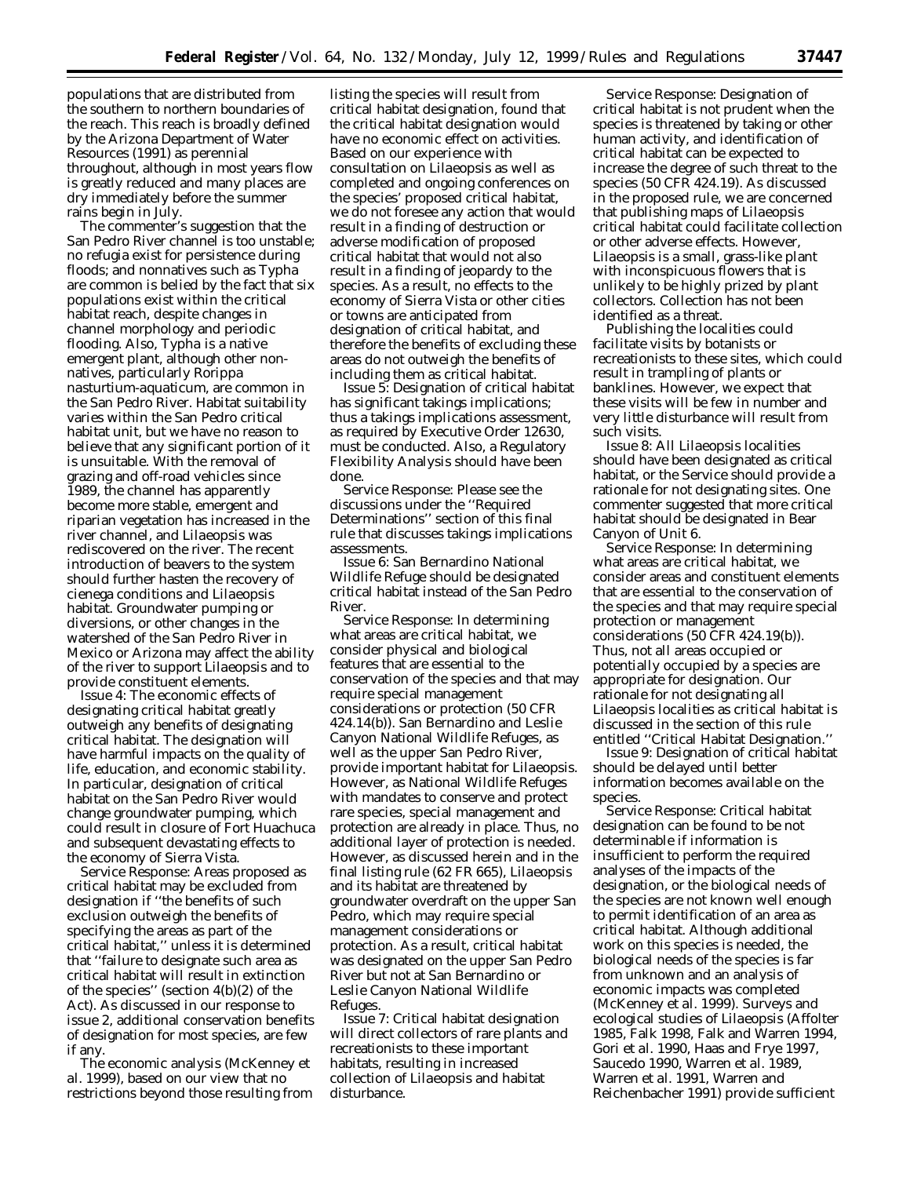populations that are distributed from the southern to northern boundaries of the reach. This reach is broadly defined by the Arizona Department of Water Resources (1991) as perennial throughout, although in most years flow is greatly reduced and many places are dry immediately before the summer rains begin in July.

The commenter's suggestion that the San Pedro River channel is too unstable; no refugia exist for persistence during floods; and nonnatives such as *Typha* are common is belied by the fact that six populations exist within the critical habitat reach, despite changes in channel morphology and periodic flooding. Also, *Typha* is a native emergent plant, although other non-natives, particularly *Rorippa nasturtium-aquaticum*, are common in the San Pedro River. Habitat suitability varies within the San Pedro critical habitat unit, but we have no reason to believe that any significant portion of it is unsuitable. With the removal of grazing and off-road vehicles since 1989, the channel has apparently become more stable, emergent and riparian vegetation has increased in the river channel, and *Lilaeopsis* was rediscovered on the river. The recent introduction of beavers to the system should further hasten the recovery of cienega conditions and *Lilaeopsis* habitat. Groundwater pumping or diversions, or other changes in the watershed of the San Pedro River in Mexico or Arizona may affect the ability of the river to support *Lilaeopsis* and to provide constituent elements.

*Issue 4:* The economic effects of designating critical habitat greatly outweigh any benefits of designating critical habitat. The designation will have harmful impacts on the quality of life, education, and economic stability. In particular, designation of critical habitat on the San Pedro River would change groundwater pumping, which could result in closure of Fort Huachuca and subsequent devastating effects to the economy of Sierra Vista.

*Service Response:* Areas proposed as critical habitat may be excluded from designation if ''the benefits of such exclusion outweigh the benefits of specifying the areas as part of the critical habitat,'' unless it is determined that ''failure to designate such area as critical habitat will result in extinction of the species'' (section 4(b)(2) of the Act). As discussed in our response to issue 2, additional conservation benefits of designation for most species, are few if any.

The economic analysis (McKenney et al. 1999), based on our view that no restrictions beyond those resulting from listing the species will result from critical habitat designation, found that the critical habitat designation would have no economic effect on activities. Based on our experience with consultation on *Lilaeopsis* as well as completed and ongoing conferences on the species' proposed critical habitat, we do not foresee any action that would result in a finding of destruction or adverse modification of proposed critical habitat that would not also result in a finding of jeopardy to the species. As a result, no effects to the economy of Sierra Vista or other cities or towns are anticipated from designation of critical habitat, and therefore the benefits of excluding these areas do not outweigh the benefits of including them as critical habitat.

*Issue 5:* Designation of critical habitat has significant takings implications; thus a takings implications assessment, as required by Executive Order 12630, must be conducted. Also, a Regulatory Flexibility Analysis should have been done.

*Service Response:* Please see the discussions under the ''Required Determinations'' section of this final rule that discusses takings implications assessments.

*Issue 6:* San Bernardino National Wildlife Refuge should be designated critical habitat instead of the San Pedro River.

*Service Response:* In determining what areas are critical habitat, we consider physical and biological features that are essential to the conservation of the species and that may require special management considerations or protection (50 CFR 424.14(b)). San Bernardino and Leslie Canyon National Wildlife Refuges, as well as the upper San Pedro River, provide important habitat for *Lilaeopsis*. However, as National Wildlife Refuges with mandates to conserve and protect rare species, special management and protection are already in place. Thus, no additional layer of protection is needed. However, as discussed herein and in the final listing rule (62 FR 665), *Lilaeopsis* and its habitat are threatened by groundwater overdraft on the upper San Pedro, which may require special management considerations or protection. As a result, critical habitat was designated on the upper San Pedro River but not at San Bernardino or Leslie Canyon National Wildlife Refuges.

*Issue 7:* Critical habitat designation will direct collectors of rare plants and recreationists to these important habitats, resulting in increased collection of *Lilaeopsis* and habitat disturbance.

*Service Response:* Designation of critical habitat is not prudent when the species is threatened by taking or other human activity, and identification of critical habitat can be expected to increase the degree of such threat to the species (50 CFR 424.19). As discussed in the proposed rule, we are concerned that publishing maps of *Lilaeopsis* critical habitat could facilitate collection or other adverse effects. However, *Lilaeopsis* is a small, grass-like plant with inconspicuous flowers that is unlikely to be highly prized by plant collectors. Collection has not been identified as a threat.

Publishing the localities could facilitate visits by botanists or recreationists to these sites, which could result in trampling of plants or banklines. However, we expect that these visits will be few in number and very little disturbance will result from such visits.

*Issue 8:* All *Lilaeopsis* localities should have been designated as critical habitat, or the Service should provide a rationale for not designating sites. One commenter suggested that more critical habitat should be designated in Bear Canyon of Unit 6.

*Service Response:* In determining what areas are critical habitat, we consider areas and constituent elements that are essential to the conservation of the species and that may require special protection or management considerations (50 CFR 424.19(b)). Thus, not all areas occupied or potentially occupied by a species are appropriate for designation. Our rationale for not designating all *Lilaeopsis* localities as critical habitat is discussed in the section of this rule entitled ''Critical Habitat Designation.''

*Issue 9:* Designation of critical habitat should be delayed until better information becomes available on the species.

*Service Response:* Critical habitat designation can be found to be not determinable if information is insufficient to perform the required analyses of the impacts of the designation, or the biological needs of the species are not known well enough to permit identification of an area as critical habitat. Although additional work on this species is needed, the biological needs of the species is far from unknown and an analysis of economic impacts was completed (McKenney et al. 1999). Surveys and ecological studies of *Lilaeopsis* (Affolter 1985, Falk 1998, Falk and Warren 1994, Gori et al. 1990, Haas and Frye 1997, Saucedo 1990, Warren et al. 1989, Warren et al. 1991, Warren and Reichenbacher 1991) provide sufficient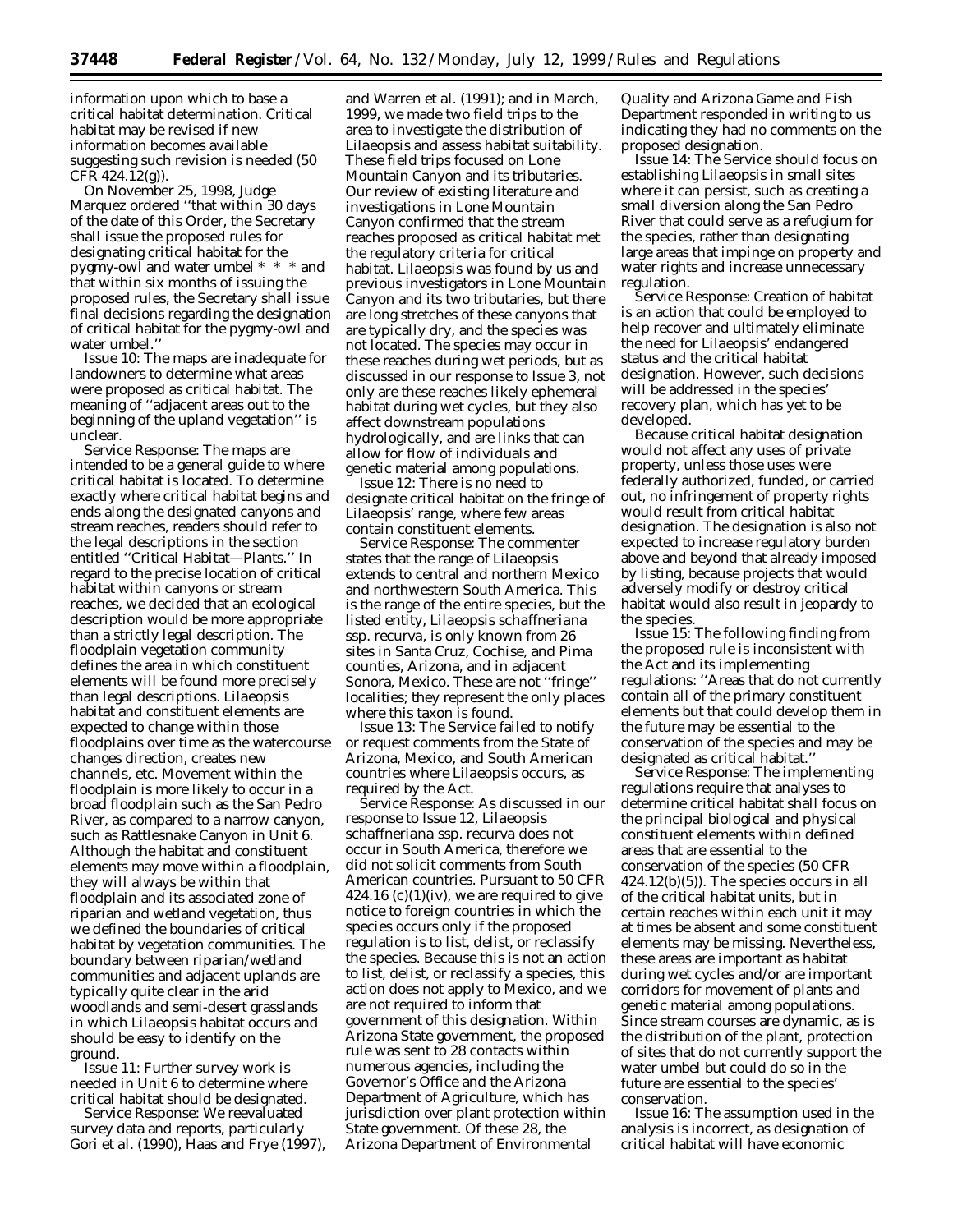information upon which to base a critical habitat determination. Critical habitat may be revised if new information becomes available suggesting such revision is needed (50 CFR 424.12(g)).

On November 25, 1998, Judge Marquez ordered ''that within 30 days of the date of this Order, the Secretary shall issue the proposed rules for designating critical habitat for the pygmy-owl and water umbel * * * and that within six months of issuing the proposed rules, the Secretary shall issue final decisions regarding the designation of critical habitat for the pygmy-owl and water umbel.''

*Issue 10:* The maps are inadequate for landowners to determine what areas were proposed as critical habitat. The meaning of ''adjacent areas out to the beginning of the upland vegetation'' is unclear.

*Service Response:* The maps are intended to be a general guide to where critical habitat is located. To determine exactly where critical habitat begins and ends along the designated canyons and stream reaches, readers should refer to the legal descriptions in the section entitled ''Critical Habitat—Plants.'' In regard to the precise location of critical habitat within canyons or stream reaches, we decided that an ecological description would be more appropriate than a strictly legal description. The floodplain vegetation community defines the area in which constituent elements will be found more precisely than legal descriptions. *Lilaeopsis* habitat and constituent elements are expected to change within those floodplains over time as the watercourse changes direction, creates new channels, etc. Movement within the floodplain is more likely to occur in a broad floodplain such as the San Pedro River, as compared to a narrow canyon, such as Rattlesnake Canyon in Unit 6. Although the habitat and constituent elements may move within a floodplain, they will always be within that floodplain and its associated zone of riparian and wetland vegetation, thus we defined the boundaries of critical habitat by vegetation communities. The boundary between riparian/wetland communities and adjacent uplands are typically quite clear in the arid woodlands and semi-desert grasslands in which *Lilaeopsis* habitat occurs and should be easy to identify on the ground.

*Issue 11:* Further survey work is needed in Unit 6 to determine where critical habitat should be designated.

*Service Response:* We reevaluated survey data and reports, particularly Gori *et al.* (1990), Haas and Frye (1997), and Warren *et al.* (1991); and in March, 1999, we made two field trips to the area to investigate the distribution of *Lilaeopsis* and assess habitat suitability. These field trips focused on Lone Mountain Canyon and its tributaries. Our review of existing literature and investigations in Lone Mountain Canyon confirmed that the stream reaches proposed as critical habitat met the regulatory criteria for critical habitat. *Lilaeopsis* was found by us and previous investigators in Lone Mountain Canyon and its two tributaries, but there are long stretches of these canyons that are typically dry, and the species was not located. The species may occur in these reaches during wet periods, but as discussed in our response to Issue 3, not only are these reaches likely ephemeral habitat during wet cycles, but they also affect downstream populations hydrologically, and are links that can allow for flow of individuals and genetic material among populations.

*Issue 12:* There is no need to designate critical habitat on the fringe of *Lilaeopsis'* range, where few areas contain constituent elements.

*Service Response:* The commenter states that the range of *Lilaeopsis* extends to central and northern Mexico and northwestern South America. This is the range of the entire species, but the listed entity, *Lilaeopsis schaffneriana* ssp. *recurva*, is only known from 26 sites in Santa Cruz, Cochise, and Pima counties, Arizona, and in adjacent Sonora, Mexico. These are not ''fringe'' localities; they represent the only places where this taxon is found.

*Issue 13:* The Service failed to notify or request comments from the State of Arizona, Mexico, and South American countries where *Lilaeopsis* occurs, as required by the Act.

*Service Response:* As discussed in our response to Issue 12, *Lilaeopsis schaffneriana* ssp. *recurva* does not occur in South America, therefore we did not solicit comments from South American countries. Pursuant to 50 CFR 424.16 (c)(1)(iv), we are required to give notice to foreign countries in which the species occurs only if the proposed regulation is to list, delist, or reclassify the species. Because this is not an action to list, delist, or reclassify a species, this action does not apply to Mexico, and we are not required to inform that government of this designation. Within Arizona State government, the proposed rule was sent to 28 contacts within numerous agencies, including the Governor's Office and the Arizona Department of Agriculture, which has jurisdiction over plant protection within State government. Of these 28, the Arizona Department of Environmental Quality and Arizona Game and Fish Department responded in writing to us indicating they had no comments on the proposed designation.

*Issue 14:* The Service should focus on establishing *Lilaeopsis* in small sites where it can persist, such as creating a small diversion along the San Pedro River that could serve as a refugium for the species, rather than designating large areas that impinge on property and water rights and increase unnecessary regulation.

*Service Response:* Creation of habitat is an action that could be employed to help recover and ultimately eliminate the need for *Lilaeopsis'* endangered status and the critical habitat designation. However, such decisions will be addressed in the species' recovery plan, which has yet to be developed.

Because critical habitat designation would not affect any uses of private property, unless those uses were federally authorized, funded, or carried out, no infringement of property rights would result from critical habitat designation. The designation is also not expected to increase regulatory burden above and beyond that already imposed by listing, because projects that would adversely modify or destroy critical habitat would also result in jeopardy to the species.

*Issue 15:* The following finding from the proposed rule is inconsistent with the Act and its implementing regulations: ''Areas that do not currently contain all of the primary constituent elements but that could develop them in the future may be essential to the conservation of the species and may be designated as critical habitat.''

*Service Response:* The implementing regulations require that analyses to determine critical habitat shall focus on the principal biological and physical constituent elements within defined areas that are essential to the conservation of the species (50 CFR 424.12(b)(5)). The species occurs in all of the critical habitat units, but in certain reaches within each unit it may at times be absent and some constituent elements may be missing. Nevertheless, these areas are important as habitat during wet cycles and/or are important corridors for movement of plants and genetic material among populations. Since stream courses are dynamic, as is the distribution of the plant, protection of sites that do not currently support the water umbel but could do so in the future are essential to the species' conservation.

*Issue 16:* The assumption used in the analysis is incorrect, as designation of critical habitat will have economic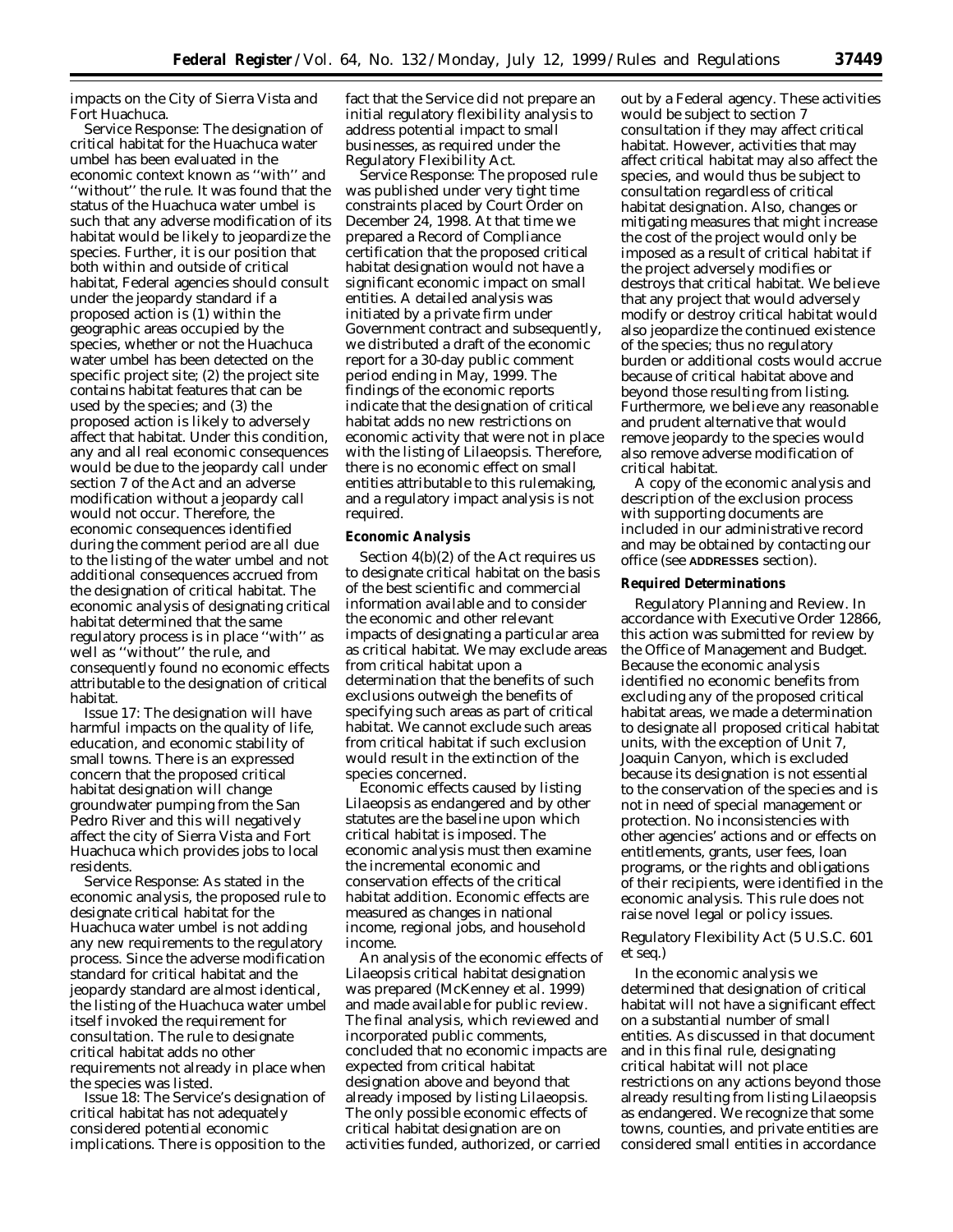impacts on the City of Sierra Vista and Fort Huachuca.

Service Response: The designation of critical habitat for the Huachuca water umbel has been evaluated in the economic context known as ''with'' and ''without'' the rule. It was found that the status of the Huachuca water umbel is such that any adverse modification of its habitat would be likely to jeopardize the species. Further, it is our position that both within and outside of critical habitat, Federal agencies should consult under the jeopardy standard if a proposed action is (1) within the geographic areas occupied by the species, whether or not the Huachuca water umbel has been detected on the specific project site; (2) the project site contains habitat features that can be used by the species; and (3) the proposed action is likely to adversely affect that habitat. Under this condition, any and all real economic consequences would be due to the jeopardy call under section 7 of the Act and an adverse modification without a jeopardy call would not occur. Therefore, the economic consequences identified during the comment period are all due to the listing of the water umbel and not additional consequences accrued from the designation of critical habitat. The economic analysis of designating critical habitat determined that the same regulatory process is in place ''with'' as well as ''without'' the rule, and consequently found no economic effects attributable to the designation of critical habitat.

Issue 17: The designation will have harmful impacts on the quality of life, education, and economic stability of small towns. There is an expressed concern that the proposed critical habitat designation will change groundwater pumping from the San Pedro River and this will negatively affect the city of Sierra Vista and Fort Huachuca which provides jobs to local residents.

Service Response: As stated in the economic analysis, the proposed rule to designate critical habitat for the Huachuca water umbel is not adding any new requirements to the regulatory process. Since the adverse modification standard for critical habitat and the jeopardy standard are almost identical, the listing of the Huachuca water umbel itself invoked the requirement for consultation. The rule to designate critical habitat adds no other requirements not already in place when the species was listed.

Issue 18: The Service's designation of critical habitat has not adequately considered potential economic implications. There is opposition to the fact that the Service did not prepare an initial regulatory flexibility analysis to address potential impact to small businesses, as required under the Regulatory Flexibility Act.

Service Response: The proposed rule was published under very tight time constraints placed by Court Order on December 24, 1998. At that time we prepared a Record of Compliance certification that the proposed critical habitat designation would not have a significant economic impact on small entities. A detailed analysis was initiated by a private firm under Government contract and subsequently, we distributed a draft of the economic report for a 30-day public comment period ending in May, 1999. The findings of the economic reports indicate that the designation of critical habitat adds no new restrictions on economic activity that were not in place with the listing of Lilaeopsis. Therefore, there is no economic effect on small entities attributable to this rulemaking, and a regulatory impact analysis is not required.

**Economic Analysis**

Section 4(b)(2) of the Act requires us to designate critical habitat on the basis of the best scientific and commercial information available and to consider the economic and other relevant impacts of designating a particular area as critical habitat. We may exclude areas from critical habitat upon a determination that the benefits of such exclusions outweigh the benefits of specifying such areas as part of critical habitat. We cannot exclude such areas from critical habitat if such exclusion would result in the extinction of the species concerned.

Economic effects caused by listing Lilaeopsis as endangered and by other statutes are the baseline upon which critical habitat is imposed. The economic analysis must then examine the incremental economic and conservation effects of the critical habitat addition. Economic effects are measured as changes in national income, regional jobs, and household income.

An analysis of the economic effects of Lilaeopsis critical habitat designation was prepared (McKenney et al. 1999) and made available for public review. The final analysis, which reviewed and incorporated public comments, concluded that no economic impacts are expected from critical habitat designation above and beyond that already imposed by listing Lilaeopsis. The only possible economic effects of critical habitat designation are on activities funded, authorized, or carried out by a Federal agency. These activities would be subject to section 7 consultation if they may affect critical habitat. However, activities that may affect critical habitat may also affect the species, and would thus be subject to consultation regardless of critical habitat designation. Also, changes or mitigating measures that might increase the cost of the project would only be imposed as a result of critical habitat if the project adversely modifies or destroys that critical habitat. We believe that any project that would adversely modify or destroy critical habitat would also jeopardize the continued existence of the species; thus no regulatory burden or additional costs would accrue because of critical habitat above and beyond those resulting from listing. Furthermore, we believe any reasonable and prudent alternative that would remove jeopardy to the species would also remove adverse modification of critical habitat.

A copy of the economic analysis and description of the exclusion process with supporting documents are included in our administrative record and may be obtained by contacting our office (see **ADDRESSES** section).

**Required Determinations**

*Regulatory Planning and Review.* In accordance with Executive Order 12866, this action was submitted for review by the Office of Management and Budget. Because the economic analysis identified no economic benefits from excluding any of the proposed critical habitat areas, we made a determination to designate all proposed critical habitat units, with the exception of Unit 7, Joaquin Canyon, which is excluded because its designation is not essential to the conservation of the species and is not in need of special management or protection. No inconsistencies with other agencies' actions and or effects on entitlements, grants, user fees, loan programs, or the rights and obligations of their recipients, were identified in the economic analysis. This rule does not raise novel legal or policy issues.

*Regulatory Flexibility Act (5 U.S.C. 601 et seq.)*

In the economic analysis we determined that designation of critical habitat will not have a significant effect on a substantial number of small entities. As discussed in that document and in this final rule, designating critical habitat will not place restrictions on any actions beyond those already resulting from listing Lilaeopsis as endangered. We recognize that some towns, counties, and private entities are considered small entities in accordance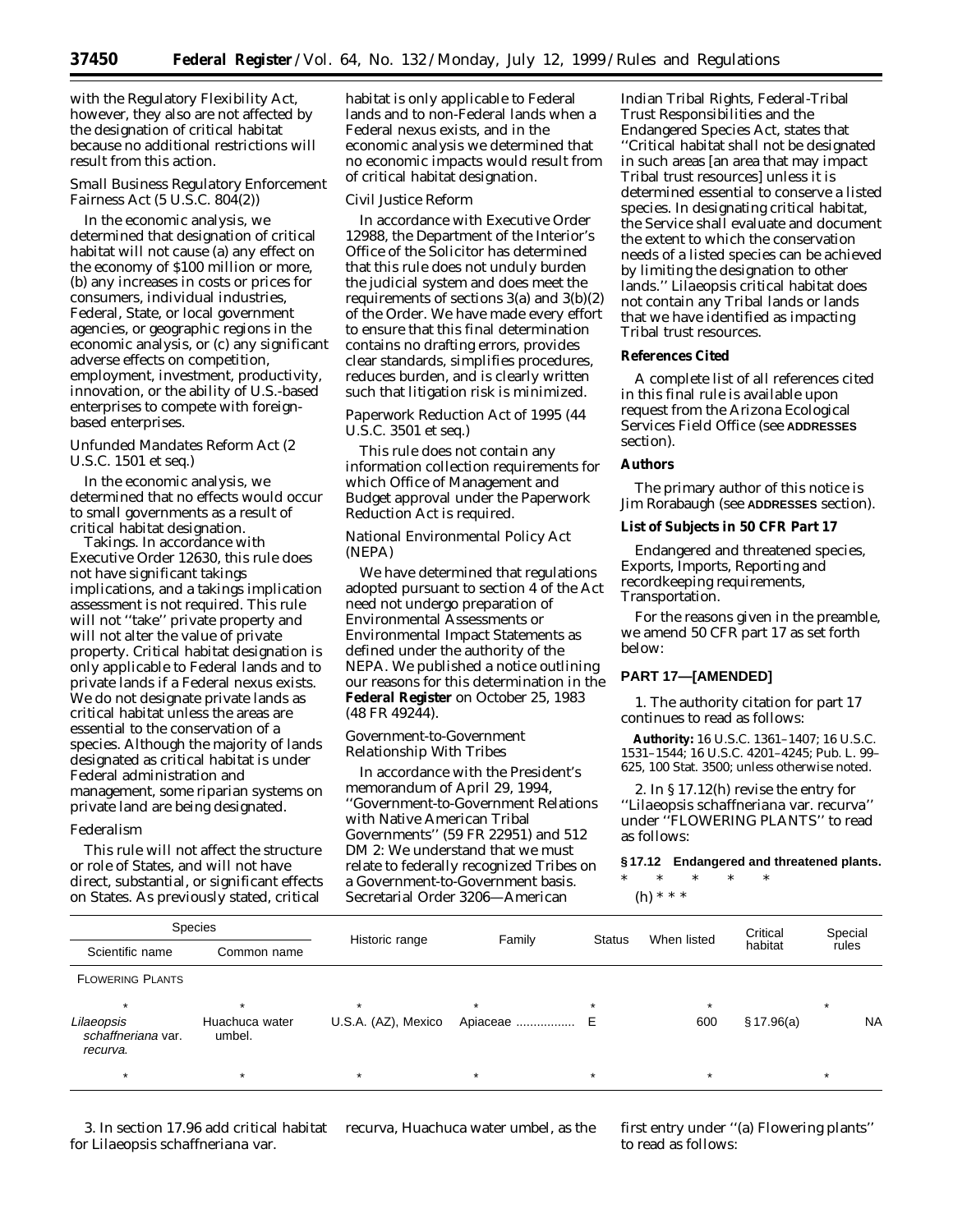with the Regulatory Flexibility Act, however, they also are not affected by the designation of critical habitat because no additional restrictions will result from this action.

*Small Business Regulatory Enforcement Fairness Act (5 U.S.C. 804(2))*

In the economic analysis, we determined that designation of critical habitat will not cause (a) any effect on the economy of $100 million or more, (b) any increases in costs or prices for consumers, individual industries, Federal, State, or local government agencies, or geographic regions in the economic analysis, or (c) any significant adverse effects on competition, employment, investment, productivity, innovation, or the ability of U.S.-based enterprises to compete with foreign-based enterprises.

*Unfunded Mandates Reform Act (2 U.S.C. 1501 et seq.)*

In the economic analysis, we determined that no effects would occur to small governments as a result of critical habitat designation.

*Takings.* In accordance with Executive Order 12630, this rule does not have significant takings implications, and a takings implication assessment is not required. This rule will not ''take'' private property and will not alter the value of private property. Critical habitat designation is only applicable to Federal lands and to private lands if a Federal nexus exists. We do not designate private lands as critical habitat unless the areas are essential to the conservation of a species. Although the majority of lands designated as critical habitat is under Federal administration and management, some riparian systems on private land are being designated.

*Federalism*

This rule will not affect the structure or role of States, and will not have direct, substantial, or significant effects on States. As previously stated, critical habitat is only applicable to Federal lands and to non-Federal lands when a Federal nexus exists, and in the economic analysis we determined that no economic impacts would result from of critical habitat designation.

*Civil Justice Reform*

In accordance with Executive Order 12988, the Department of the Interior's Office of the Solicitor has determined that this rule does not unduly burden the judicial system and does meet the requirements of sections 3(a) and 3(b)(2) of the Order. We have made every effort to ensure that this final determination contains no drafting errors, provides clear standards, simplifies procedures, reduces burden, and is clearly written such that litigation risk is minimized.

*Paperwork Reduction Act of 1995 (44 U.S.C. 3501 et seq.)*

This rule does not contain any information collection requirements for which Office of Management and Budget approval under the Paperwork Reduction Act is required.

*National Environmental Policy Act (NEPA)*

We have determined that regulations adopted pursuant to section 4 of the Act need not undergo preparation of Environmental Assessments or Environmental Impact Statements as defined under the authority of the NEPA. We published a notice outlining our reasons for this determination in the **Federal Register** on October 25, 1983 (48 FR 49244).

*Government-to-Government Relationship With Tribes*

In accordance with the President's memorandum of April 29, 1994, ''Government-to-Government Relations with Native American Tribal Governments'' (59 FR 22951) and 512 DM 2: We understand that we must relate to federally recognized Tribes on a Government-to-Government basis. Secretarial Order 3206—American Indian Tribal Rights, Federal-Tribal Trust Responsibilities and the Endangered Species Act, states that ''Critical habitat shall not be designated in such areas [an area that may impact Tribal trust resources] unless it is determined essential to conserve a listed species. In designating critical habitat, the Service shall evaluate and document the extent to which the conservation needs of a listed species can be achieved by limiting the designation to other lands.'' Lilaeopsis critical habitat does not contain any Tribal lands or lands that we have identified as impacting Tribal trust resources.

**References Cited**

A complete list of all references cited in this final rule is available upon request from the Arizona Ecological Services Field Office (see **ADDRESSES** section).

**Authors**

The primary author of this notice is Jim Rorabaugh (see **ADDRESSES** section).

**List of Subjects in 50 CFR Part 17**

Endangered and threatened species, Exports, Imports, Reporting and recordkeeping requirements, Transportation.

For the reasons given in the preamble, we amend 50 CFR part 17 as set forth below:

**PART 17—[AMENDED]**

1. The authority citation for part 17 continues to read as follows:

**Authority:** 16 U.S.C. 1361–1407; 16 U.S.C. 1531–1544; 16 U.S.C. 4201–4245; Pub. L. 99–625, 100 Stat. 3500; unless otherwise noted.

2. In § 17.12(h) revise the entry for ''Lilaeopsis schaffneriana var. recurva'' under ''FLOWERING PLANTS'' to read as follows:

**§ 17.12 Endangered and threatened plants.**

\* \* \* \* \*

(h) \* \* \*

| Species | | Historic range | Family | Status | When listed | Critical habitat | Special rules |
|---|---|---|---|---|---|---|---|
| Scientific name | Common name | | | | | | |
| FLOWERING PLANTS | | | | | | | |
| * | * | * | * | * | * | | * |
| *Lilaeopsis schaffneriana* var. *recurva*. | Huachuca water umbel. | U.S.A. (AZ), Mexico | Apiaceae ................ | E | 600 | § 17.96(a) | NA |
| * | * | * | * | * | * | | * |

3. In section 17.96 add critical habitat for Lilaeopsis schaffneriana var. recurva, Huachuca water umbel, as the first entry under ''(a) Flowering plants'' to read as follows: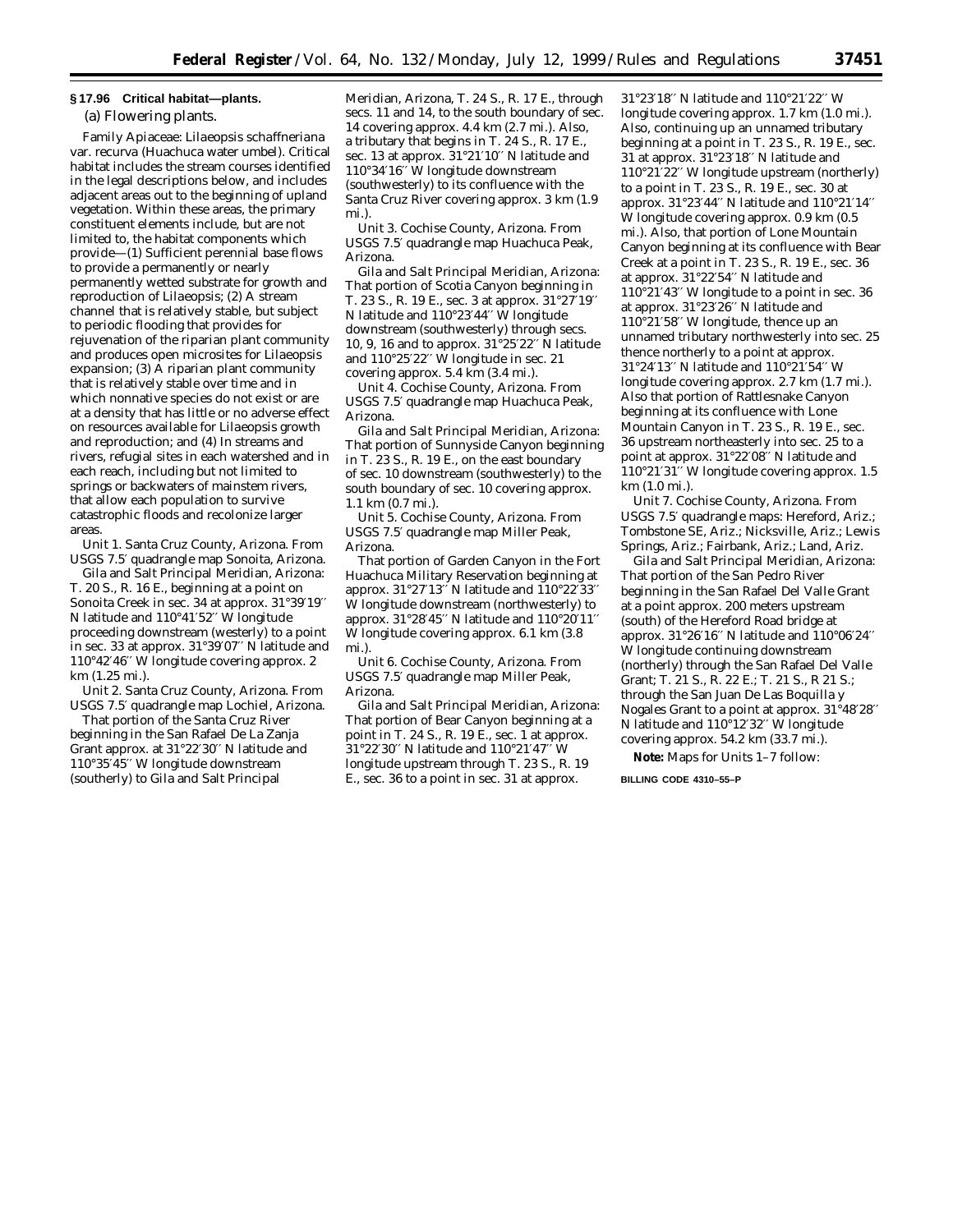## § 17.96 Critical habitat—plants.

(a) *Flowering plants.*

Family Apiaceae: *Lilaeopsis schaffneriana* var. *recurva* (Huachuca water umbel). Critical habitat includes the stream courses identified in the legal descriptions below, and includes adjacent areas out to the beginning of upland vegetation. Within these areas, the primary constituent elements include, but are not limited to, the habitat components which provide—(1) Sufficient perennial base flows to provide a permanently or nearly permanently wetted substrate for growth and reproduction of *Lilaeopsis;* (2) A stream channel that is relatively stable, but subject to periodic flooding that provides for rejuvenation of the riparian plant community and produces open microsites for *Lilaeopsis* expansion; (3) A riparian plant community that is relatively stable over time and in which nonnative species do not exist or are at a density that has little or no adverse effect on resources available for *Lilaeopsis* growth and reproduction; and (4) In streams and rivers, refugial sites in each watershed and in each reach, including but not limited to springs or backwaters of mainstem rivers, that allow each population to survive catastrophic floods and recolonize larger areas.

Unit 1. Santa Cruz County, Arizona. From USGS 7.5′ quadrangle map Sonoita, Arizona.

Gila and Salt Principal Meridian, Arizona: T. 20 S., R. 16 E., beginning at a point on Sonoita Creek in sec. 34 at approx. 31°39′19′′ N latitude and 110°41′52′′ W longitude proceeding downstream (westerly) to a point in sec. 33 at approx. 31°39′07′′ N latitude and 110°42′46′′ W longitude covering approx. 2 km (1.25 mi.).

Unit 2. Santa Cruz County, Arizona. From USGS 7.5′ quadrangle map Lochiel, Arizona.

That portion of the Santa Cruz River beginning in the San Rafael De La Zanja Grant approx. at 31°22′30′′ N latitude and 110°35′45′′ W longitude downstream (southerly) to Gila and Salt Principal Meridian, Arizona, T. 24 S., R. 17 E., through secs. 11 and 14, to the south boundary of sec. 14 covering approx. 4.4 km (2.7 mi.). Also, a tributary that begins in T. 24 S., R. 17 E., sec. 13 at approx. 31°21′10′′ N latitude and 110°34′16′′ W longitude downstream (southwesterly) to its confluence with the Santa Cruz River covering approx. 3 km (1.9 mi.).

Unit 3. Cochise County, Arizona. From USGS 7.5′ quadrangle map Huachuca Peak, Arizona.

Gila and Salt Principal Meridian, Arizona: That portion of Scotia Canyon beginning in T. 23 S., R. 19 E., sec. 3 at approx. 31°27′19′′ N latitude and 110°23′44′′ W longitude downstream (southwesterly) through secs. 10, 9, 16 and to approx. 31°25′22′′ N latitude and 110°25′22′′ W longitude in sec. 21 covering approx. 5.4 km (3.4 mi.).

Unit 4. Cochise County, Arizona. From USGS 7.5′ quadrangle map Huachuca Peak, Arizona.

Gila and Salt Principal Meridian, Arizona: That portion of Sunnyside Canyon beginning in T. 23 S., R. 19 E., on the east boundary of sec. 10 downstream (southwesterly) to the south boundary of sec. 10 covering approx. 1.1 km (0.7 mi.).

Unit 5. Cochise County, Arizona. From USGS 7.5′ quadrangle map Miller Peak, Arizona.

That portion of Garden Canyon in the Fort Huachuca Military Reservation beginning at approx. 31°27′13′′ N latitude and 110°22′33′′ W longitude downstream (northwesterly) to approx. 31°28′45′′ N latitude and 110°20′11′′ W longitude covering approx. 6.1 km (3.8 mi.).

Unit 6. Cochise County, Arizona. From USGS 7.5′ quadrangle map Miller Peak, Arizona.

Gila and Salt Principal Meridian, Arizona: That portion of Bear Canyon beginning at a point in T. 24 S., R. 19 E., sec. 1 at approx. 31°22′30′′ N latitude and 110°21′47′′ W longitude upstream through T. 23 S., R. 19 E., sec. 36 to a point in sec. 31 at approx. 31°23′18′′ N latitude and 110°21′22′′ W longitude covering approx. 1.7 km (1.0 mi.). Also, continuing up an unnamed tributary beginning at a point in T. 23 S., R. 19 E., sec. 31 at approx. 31°23′18′′ N latitude and 110°21′22′′ W longitude upstream (northerly) to a point in T. 23 S., R. 19 E., sec. 30 at approx. 31°23′44′′ N latitude and 110°21′14′′ W longitude covering approx. 0.9 km (0.5 mi.). Also, that portion of Lone Mountain Canyon beginning at its confluence with Bear Creek at a point in T. 23 S., R. 19 E., sec. 36 at approx. 31°22′54′′ N latitude and 110°21′43′′ W longitude to a point in sec. 36 at approx. 31°23′26′′ N latitude and 110°21′58′′ W longitude, thence up an unnamed tributary northwesterly into sec. 25 thence northerly to a point at approx. 31°24′13′′ N latitude and 110°21′54′′ W longitude covering approx. 2.7 km (1.7 mi.). Also that portion of Rattlesnake Canyon beginning at its confluence with Lone Mountain Canyon in T. 23 S., R. 19 E., sec. 36 upstream northeasterly into sec. 25 to a point at approx. 31°22′08′′ N latitude and 110°21′31′′ W longitude covering approx. 1.5 km (1.0 mi.).

Unit 7. Cochise County, Arizona. From USGS 7.5′ quadrangle maps: Hereford, Ariz.; Tombstone SE, Ariz.; Nicksville, Ariz.; Lewis Springs, Ariz.; Fairbank, Ariz.; Land, Ariz.

Gila and Salt Principal Meridian, Arizona: That portion of the San Pedro River beginning in the San Rafael Del Valle Grant at a point approx. 200 meters upstream (south) of the Hereford Road bridge at approx. 31°26′16′′ N latitude and 110°06′24′′ W longitude continuing downstream (northerly) through the San Rafael Del Valle Grant; T. 21 S., R. 22 E.; T. 21 S., R 21 S.; through the San Juan De Las Boquilla y Nogales Grant to a point at approx. 31°48′28′′ N latitude and 110°12′32′′ W longitude covering approx. 54.2 km (33.7 mi.).

**Note:** Maps for Units 1–7 follow:

BILLING CODE 4310–55–P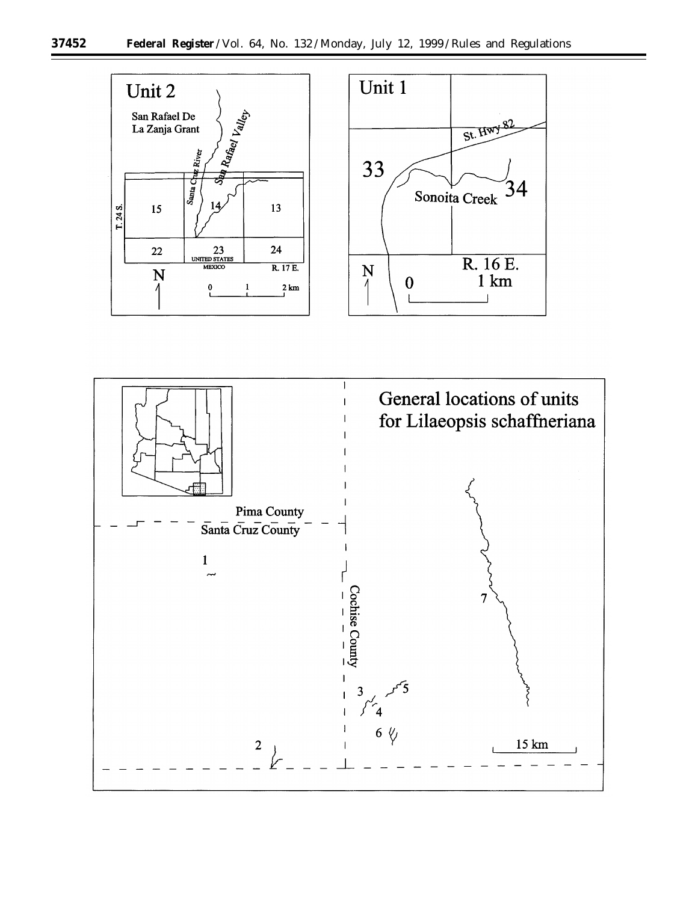Unit 2

San Rafael De La Zanja Grant

San Rafael Valley

Santa Cruz River

T. 24 S.

15 | 14 | 13

22 | 23 | 24

UNITED STATES

MEXICO

R. 17 E.

N

0 1 2 km

Unit 1

St. Hwy 82

33

Sonoita Creek

34

R. 16 E.

N

0 1 km

General locations of units for Lilaeopsis schaffneriana

Pima County

Santa Cruz County

Cochise County

1

2

3

4

5

6

7

15 km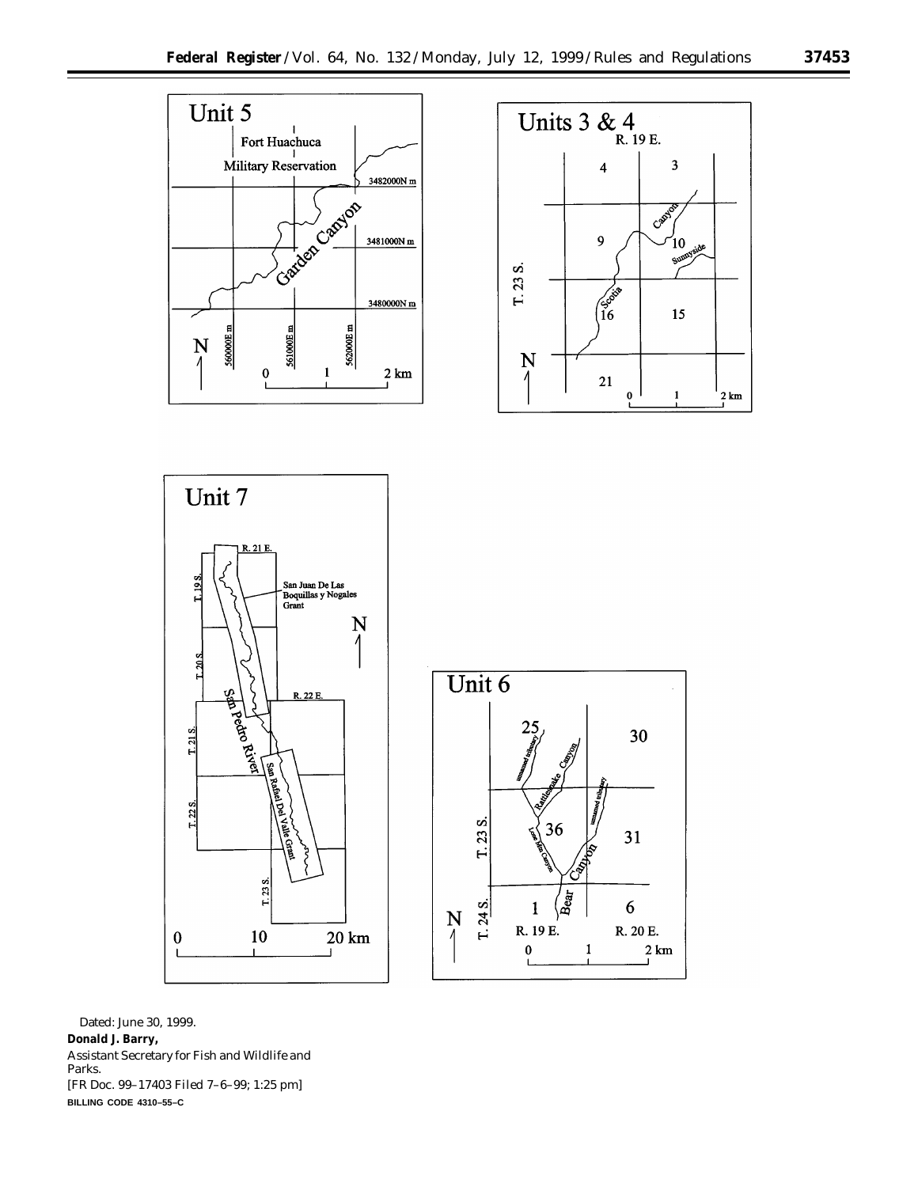Unit 5

Fort Huachuca

Military Reservation

3482000N m

3481000N m

3480000N m

Garden Canyon

560000E m

561000E m

562000E m

N

0

1

2 km

Units 3 & 4

R. 19 E.

4

3

9

10

16

15

21

Canyon

Sunnyside

Scotia

T. 23 S.

N

0

1

2 km

Unit 7

R. 21 E.

T. 19 S.

San Juan De Las Boquillas y Nogales Grant

N

T. 20 S.

R. 22 E.

T. 21 S.

San Pedro River

San Rafael Del Valle Grant

T. 22 S.

T. 23 S.

0

10

20 km

Unit 6

25

30

unnamed tributary

Rattlesnake Canyon

unnamed tributary

36

31

Lone Mtn Canyon

Canyon

Bear

T. 23 S.

T. 24 S.

1

6

N

R. 19 E.

R. 20 E.

0

1

2 km

Dated: June 30, 1999.

**Donald J. Barry,**

*Assistant Secretary for Fish and Wildlife and Parks.*

[FR Doc. 99–17403 Filed 7–6–99; 1:25 pm]

**BILLING CODE 4310–55–C**